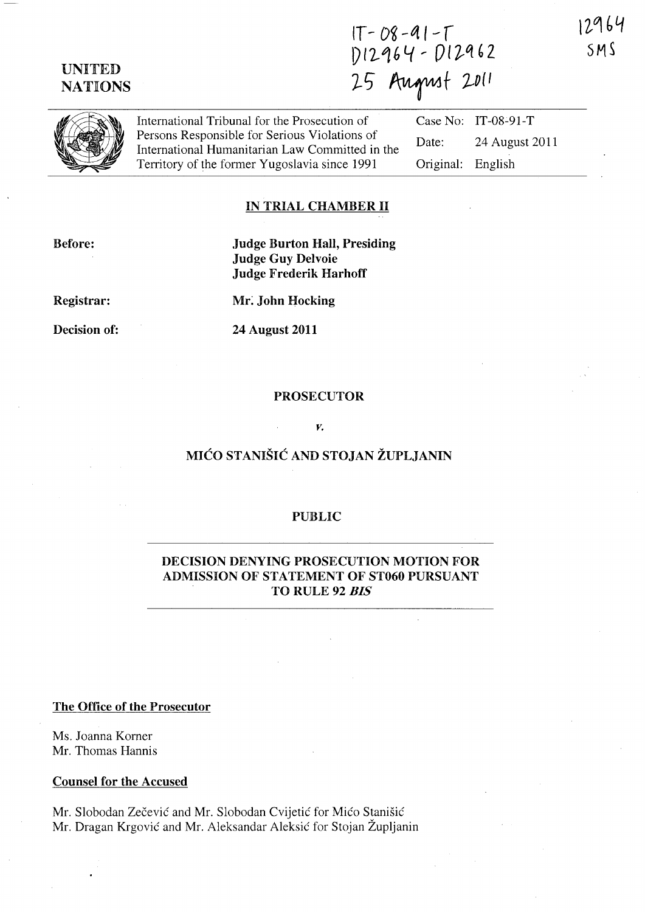IT-08-91-T
D12964 - D12962
25 August 2011

12964
SMS

UNITED NATIONS

International Tribunal for the Prosecution of Persons Responsible for Serious Violations of International Humanitarian Law Committed in the Territory of the former Yugoslavia since 1991

| | |
|---|---|
| Case No: | IT-08-91-T |
| Date: | 24 August 2011 |
| Original: | English |

## IN TRIAL CHAMBER II

**Before:** **Judge Burton Hall, Presiding**
**Judge Guy Delvoie**
**Judge Frederik Harhoff**

**Registrar:** **Mr. John Hocking**

**Decision of:** **24 August 2011**

**PROSECUTOR**

*v.*

**MIĆO STANIŠIĆ AND STOJAN ŽUPLJANIN**

**PUBLIC**

**DECISION DENYING PROSECUTION MOTION FOR ADMISSION OF STATEMENT OF ST060 PURSUANT TO RULE 92 *BIS***

**The Office of the Prosecutor**

Ms. Joanna Korner
Mr. Thomas Hannis

**Counsel for the Accused**

Mr. Slobodan Zečević and Mr. Slobodan Cvijetić for Mićo Stanišić
Mr. Dragan Krgović and Mr. Aleksandar Aleksić for Stojan Župljanin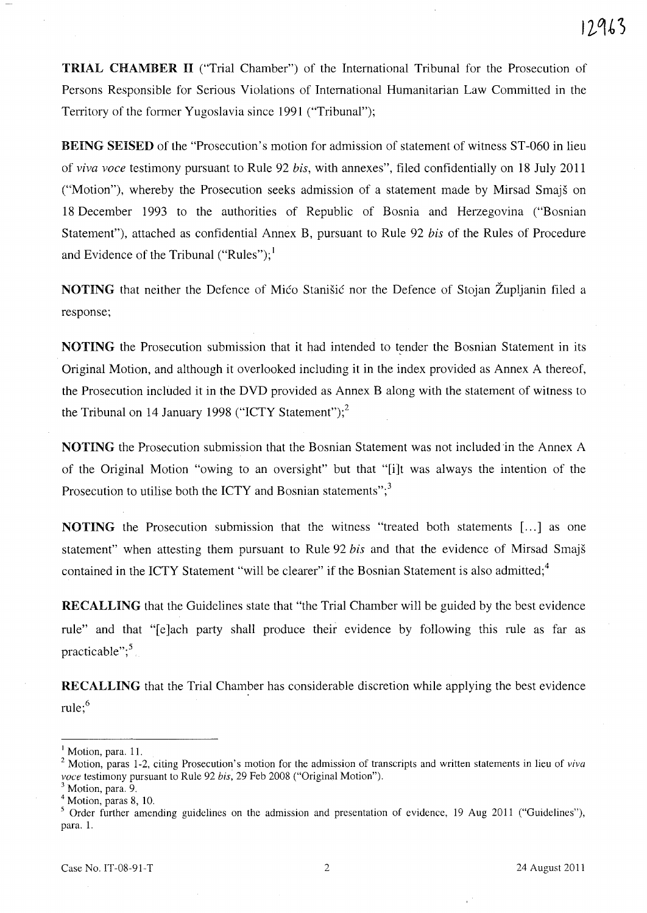**TRIAL CHAMBER II** ("Trial Chamber") of the International Tribunal for the Prosecution of Persons Responsible for Serious Violations of International Humanitarian Law Committed in the Territory of the former Yugoslavia since 1991 ("Tribunal");

**BEING SEISED** of the "Prosecution's motion for admission of statement of witness ST-060 in lieu of *viva voce* testimony pursuant to Rule 92 *bis*, with annexes", filed confidentially on 18 July 2011 ("Motion"), whereby the Prosecution seeks admission of a statement made by Mirsad Smajš on 18 December 1993 to the authorities of Republic of Bosnia and Herzegovina ("Bosnian Statement"), attached as confidential Annex B, pursuant to Rule 92 *bis* of the Rules of Procedure and Evidence of the Tribunal ("Rules");[1]

**NOTING** that neither the Defence of Mićo Stanišić nor the Defence of Stojan Župljanin filed a response;

**NOTING** the Prosecution submission that it had intended to tender the Bosnian Statement in its Original Motion, and although it overlooked including it in the index provided as Annex A thereof, the Prosecution included it in the DVD provided as Annex B along with the statement of witness to the Tribunal on 14 January 1998 ("ICTY Statement");[2]

**NOTING** the Prosecution submission that the Bosnian Statement was not included in the Annex A of the Original Motion "owing to an oversight" but that "[i]t was always the intention of the Prosecution to utilise both the ICTY and Bosnian statements";[3]

**NOTING** the Prosecution submission that the witness "treated both statements [...] as one statement" when attesting them pursuant to Rule 92 *bis* and that the evidence of Mirsad Smajš contained in the ICTY Statement "will be clearer" if the Bosnian Statement is also admitted;[4]

**RECALLING** that the Guidelines state that "the Trial Chamber will be guided by the best evidence rule" and that "[e]ach party shall produce their evidence by following this rule as far as practicable";[5]

**RECALLING** that the Trial Chamber has considerable discretion while applying the best evidence rule;[6]

---

[1] Motion, para. 11.

[2] Motion, paras 1-2, citing Prosecution's motion for the admission of transcripts and written statements in lieu of *viva voce* testimony pursuant to Rule 92 *bis*, 29 Feb 2008 ("Original Motion").

[3] Motion, para. 9.

[4] Motion, paras 8, 10.

[5] Order further amending guidelines on the admission and presentation of evidence, 19 Aug 2011 ("Guidelines"), para. 1.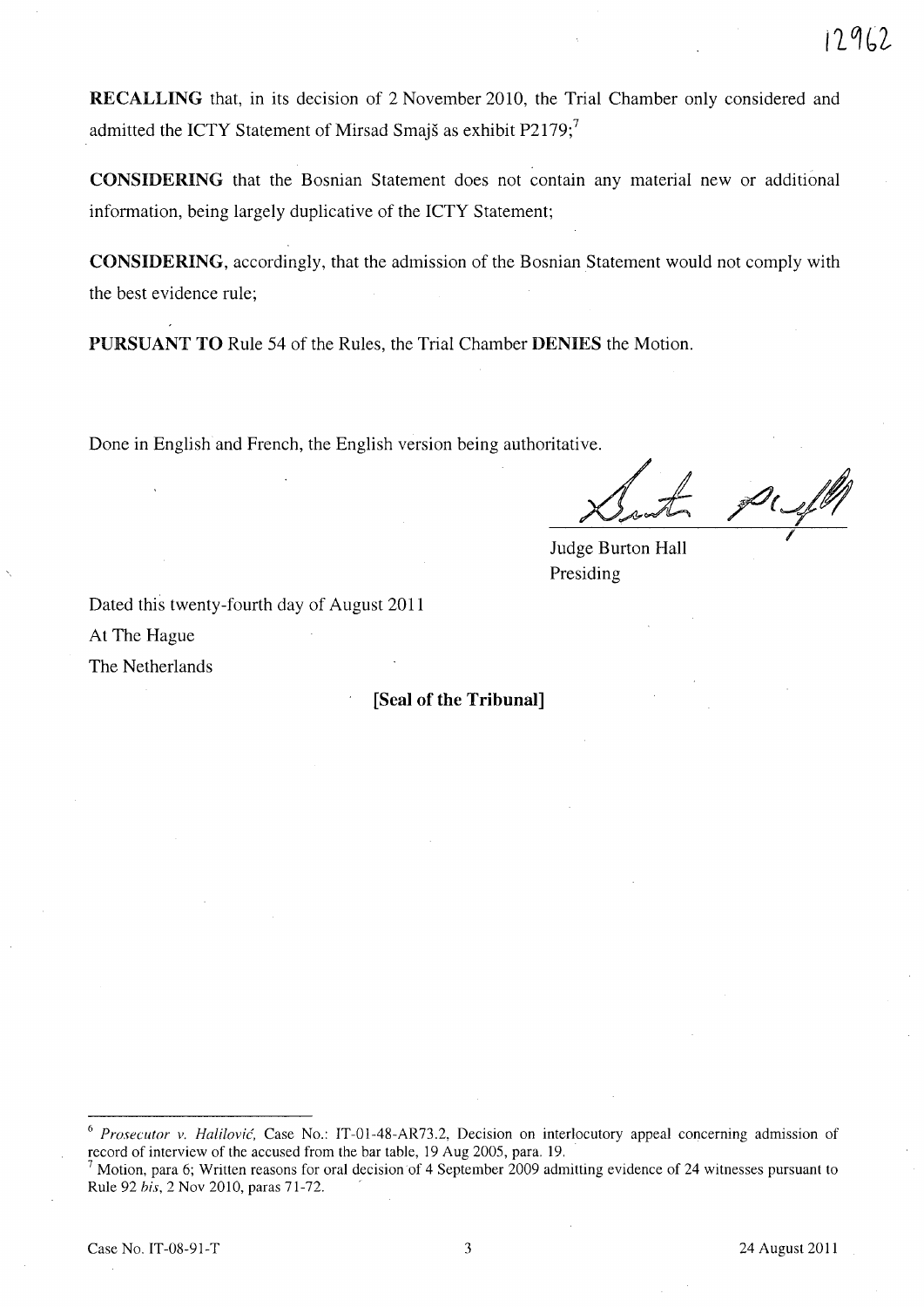**RECALLING** that, in its decision of 2 November 2010, the Trial Chamber only considered and admitted the ICTY Statement of Mirsad Smajš as exhibit P2179;[7]

**CONSIDERING** that the Bosnian Statement does not contain any material new or additional information, being largely duplicative of the ICTY Statement;

**CONSIDERING**, accordingly, that the admission of the Bosnian Statement would not comply with the best evidence rule;

**PURSUANT TO** Rule 54 of the Rules, the Trial Chamber **DENIES** the Motion.

Done in English and French, the English version being authoritative.

Judge Burton Hall
Presiding

Dated this twenty-fourth day of August 2011
At The Hague
The Netherlands

**[Seal of the Tribunal]**

---

[6] *Prosecutor v. Halilović*, Case No.: IT-01-48-AR73.2, Decision on interlocutory appeal concerning admission of record of interview of the accused from the bar table, 19 Aug 2005, para. 19.

[7] Motion, para 6; Written reasons for oral decision of 4 September 2009 admitting evidence of 24 witnesses pursuant to Rule 92 *bis*, 2 Nov 2010, paras 71-72.